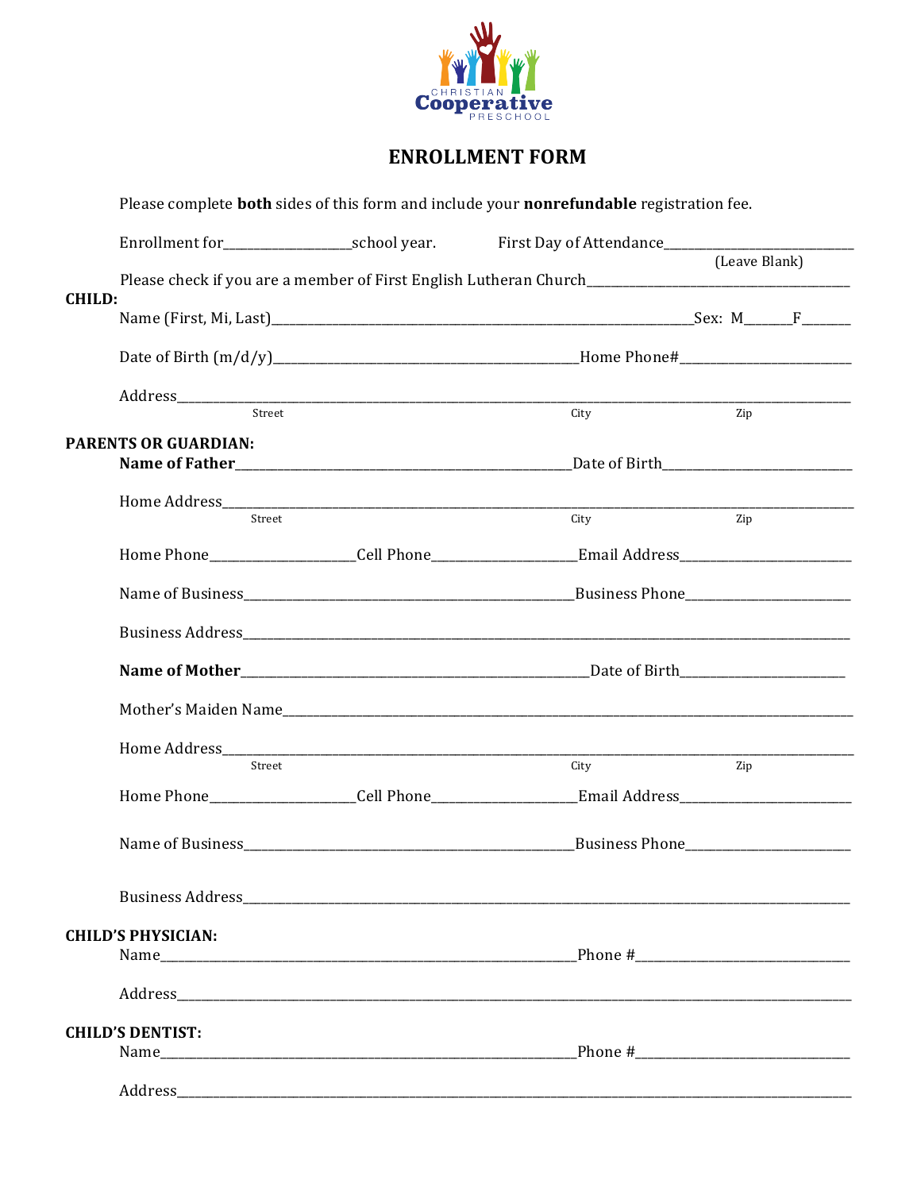CHRISTIAN
**Cooperative**
PRESCHOOL

# ENROLLMENT FORM

Please complete **both** sides of this form and include your **nonrefundable** registration fee.

Enrollment for__________________school year. First Day of Attendance____________________________
(Leave Blank)

Please check if you are a member of First English Lutheran Church________________________________________

**CHILD:**

Name (First, Mi, Last)_________________________________________________________________Sex: M_______F_______

Date of Birth (m/d/y)_____________________________________________Home Phone#_________________________

Address____________________________________________________________________________________________
Street City Zip

**PARENTS OR GUARDIAN:**

**Name of Father**______________________________________________________Date of Birth____________________________

Home Address_______________________________________________________________________________________
Street City Zip

Home Phone____________________Cell Phone____________________Email Address_________________________

Name of Business_______________________________________________Business Phone________________________

Business Address_____________________________________________________________________________________

**Name of Mother**_______________________________________________________Date of Birth_________________________

Mother's Maiden Name_________________________________________________________________________________

Home Address_______________________________________________________________________________________
Street City Zip

Home Phone____________________Cell Phone____________________Email Address_________________________

Name of Business_______________________________________________Business Phone________________________

Business Address_____________________________________________________________________________________

**CHILD'S PHYSICIAN:**

Name_______________________________________________________________Phone #_______________________________

Address____________________________________________________________________________________________

**CHILD'S DENTIST:**

Name_______________________________________________________________Phone #_______________________________

Address____________________________________________________________________________________________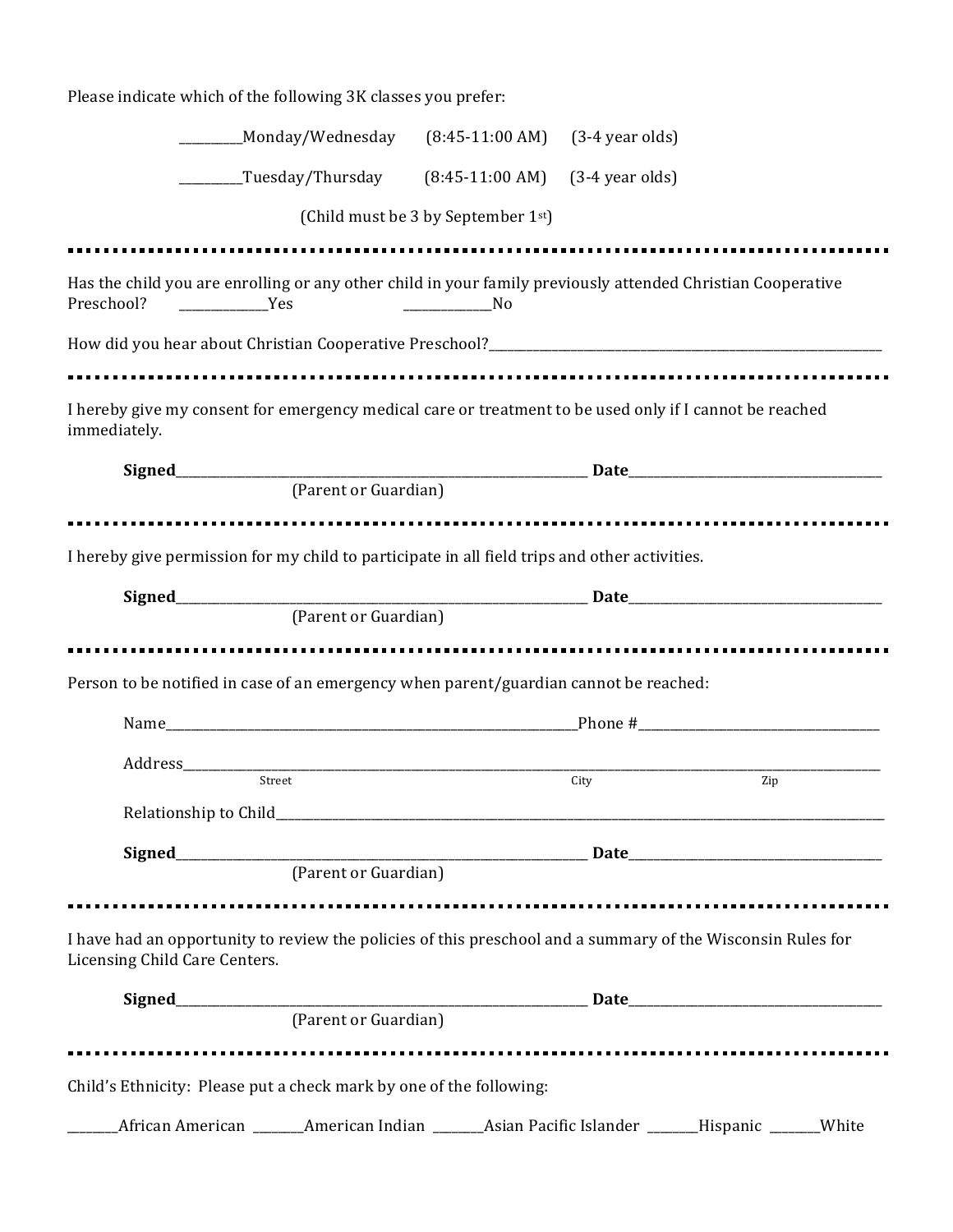Please indicate which of the following 3K classes you prefer:

__________Monday/Wednesday (8:45-11:00 AM) (3-4 year olds)

__________Tuesday/Thursday (8:45-11:00 AM) (3-4 year olds)

(Child must be 3 by September 1st)

---

Has the child you are enrolling or any other child in your family previously attended Christian Cooperative Preschool? ______________Yes ______________No

How did you hear about Christian Cooperative Preschool?______________________________________________

---

I hereby give my consent for emergency medical care or treatment to be used only if I cannot be reached immediately.

**Signed**______________________________________________ **Date**______________________________
(Parent or Guardian)

---

I hereby give permission for my child to participate in all field trips and other activities.

**Signed**______________________________________________ **Date**______________________________
(Parent or Guardian)

---

Person to be notified in case of an emergency when parent/guardian cannot be reached:

Name______________________________________________Phone #______________________________

Address______________________________________________________________________________
Street City Zip

Relationship to Child___________________________________________________________________

**Signed**______________________________________________ **Date**______________________________
(Parent or Guardian)

---

I have had an opportunity to review the policies of this preschool and a summary of the Wisconsin Rules for Licensing Child Care Centers.

**Signed**______________________________________________ **Date**______________________________
(Parent or Guardian)

---

Child's Ethnicity: Please put a check mark by one of the following:

________African American ________American Indian ________Asian Pacific Islander ________Hispanic ________White